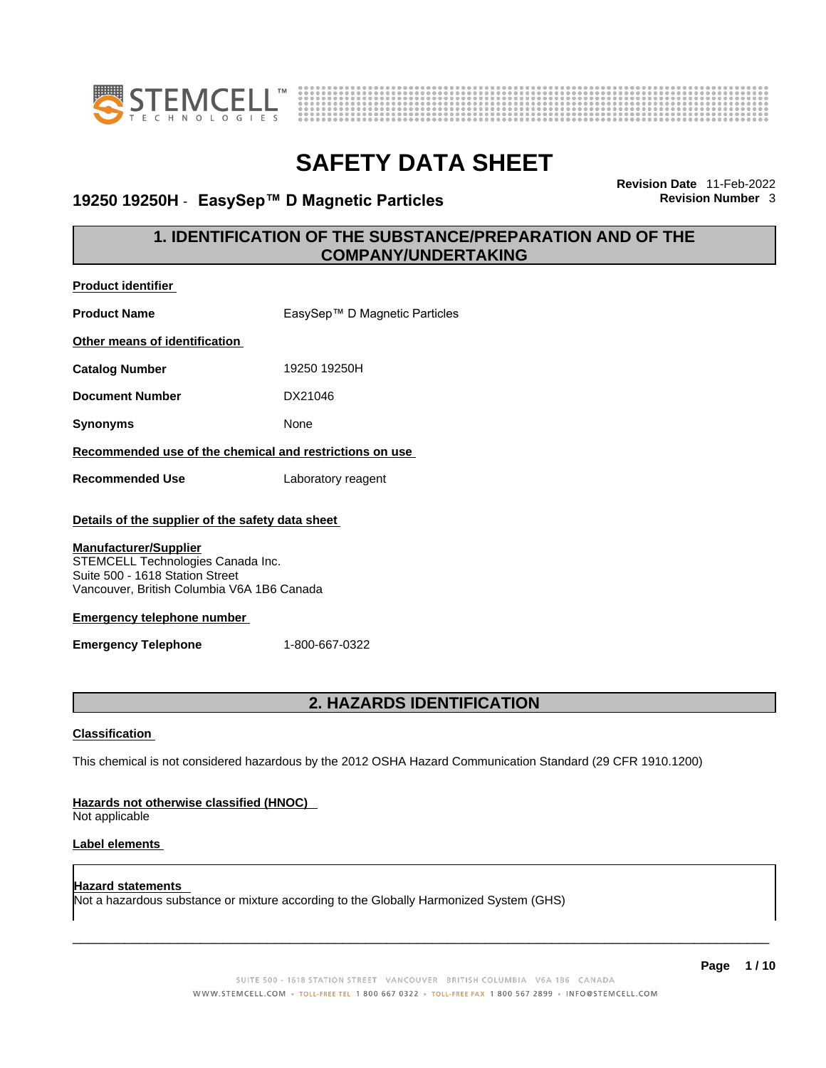# SAFETY DATA SHEET

**19250 19250H - EasySep™ D Magnetic Particles**

**Revision Date** 11-Feb-2022
**Revision Number** 3

## 1. IDENTIFICATION OF THE SUBSTANCE/PREPARATION AND OF THE COMPANY/UNDERTAKING

**Product identifier**

| | |
|---|---|
| **Product Name** | EasySep™ D Magnetic Particles |

**Other means of identification**

| | |
|---|---|
| **Catalog Number** | 19250 19250H |
| **Document Number** | DX21046 |
| **Synonyms** | None |

**Recommended use of the chemical and restrictions on use**

| | |
|---|---|
| **Recommended Use** | Laboratory reagent |

**Details of the supplier of the safety data sheet**

**Manufacturer/Supplier**
STEMCELL Technologies Canada Inc.
Suite 500 - 1618 Station Street
Vancouver, British Columbia V6A 1B6 Canada

**Emergency telephone number**

| | |
|---|---|
| **Emergency Telephone** | 1-800-667-0322 |

## 2. HAZARDS IDENTIFICATION

**Classification**

This chemical is not considered hazardous by the 2012 OSHA Hazard Communication Standard (29 CFR 1910.1200)

**Hazards not otherwise classified (HNOC)**
Not applicable

**Label elements**

**Hazard statements**
Not a hazardous substance or mixture according to the Globally Harmonized System (GHS)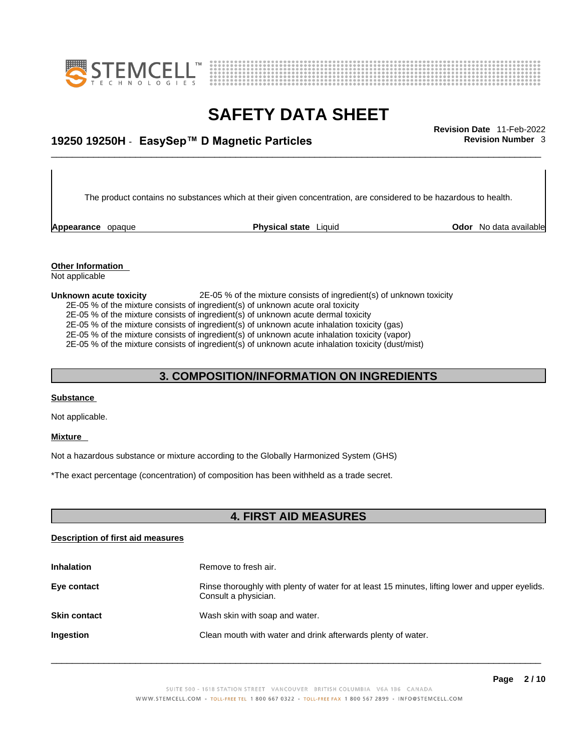The product contains no substances which at their given concentration, are considered to be hazardous to health.

| **Appearance** opaque | **Physical state** Liquid | **Odor** No data available |
|---|---|---|

**Other Information**

Not applicable

**Unknown acute toxicity** 2E-05 % of the mixture consists of ingredient(s) of unknown toxicity

2E-05 % of the mixture consists of ingredient(s) of unknown acute oral toxicity
2E-05 % of the mixture consists of ingredient(s) of unknown acute dermal toxicity
2E-05 % of the mixture consists of ingredient(s) of unknown acute inhalation toxicity (gas)
2E-05 % of the mixture consists of ingredient(s) of unknown acute inhalation toxicity (vapor)
2E-05 % of the mixture consists of ingredient(s) of unknown acute inhalation toxicity (dust/mist)

## 3. COMPOSITION/INFORMATION ON INGREDIENTS

**Substance**

Not applicable.

**Mixture**

Not a hazardous substance or mixture according to the Globally Harmonized System (GHS)

*The exact percentage (concentration) of composition has been withheld as a trade secret.

## 4. FIRST AID MEASURES

**Description of first aid measures**

| | |
|---|---|
| **Inhalation** | Remove to fresh air. |
| **Eye contact** | Rinse thoroughly with plenty of water for at least 15 minutes, lifting lower and upper eyelids. Consult a physician. |
| **Skin contact** | Wash skin with soap and water. |
| **Ingestion** | Clean mouth with water and drink afterwards plenty of water. |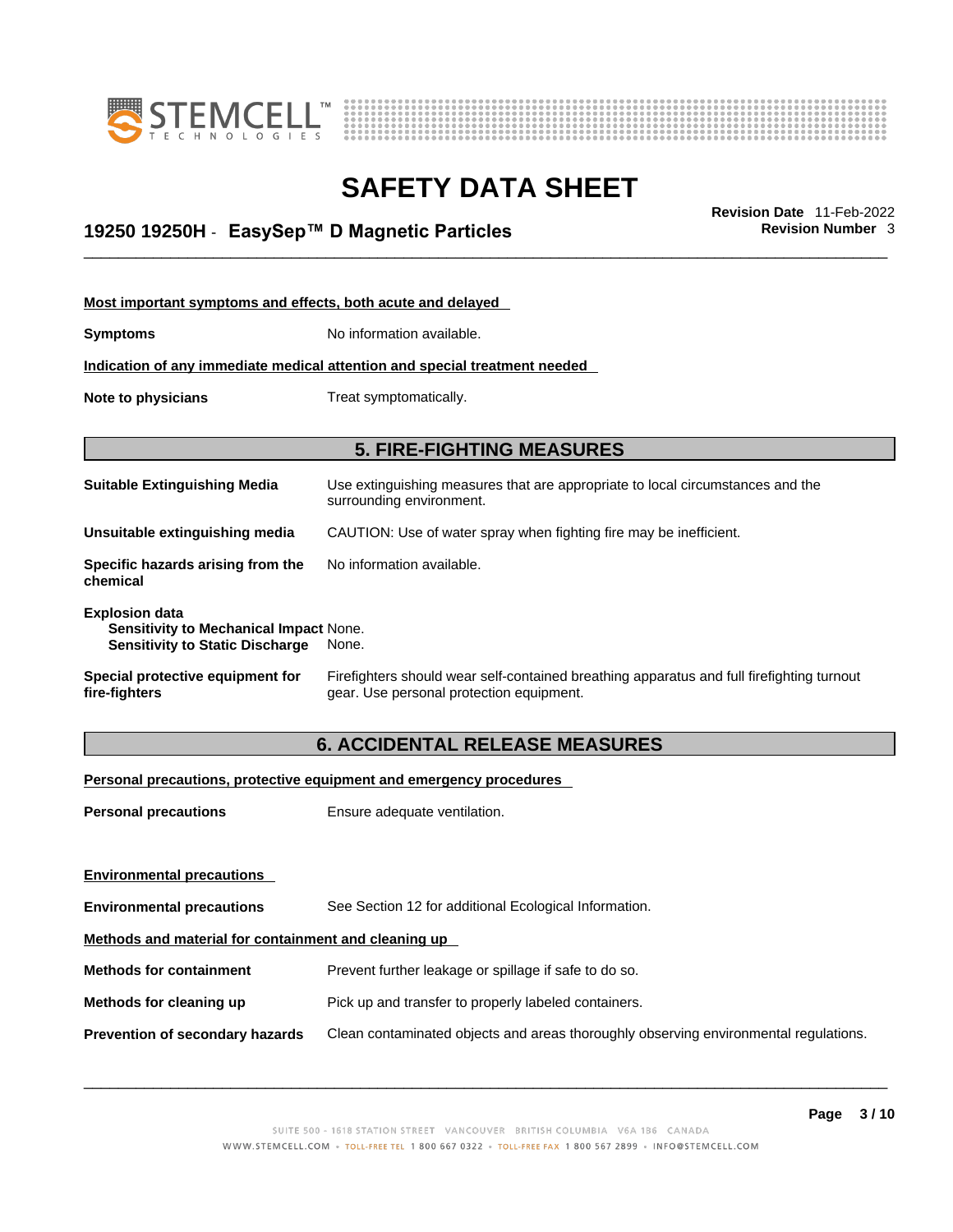**Most important symptoms and effects, both acute and delayed**

**Symptoms** No information available.

**Indication of any immediate medical attention and special treatment needed**

**Note to physicians** Treat symptomatically.

## 5. FIRE-FIGHTING MEASURES

**Suitable Extinguishing Media** Use extinguishing measures that are appropriate to local circumstances and the surrounding environment.

**Unsuitable extinguishing media** CAUTION: Use of water spray when fighting fire may be inefficient.

**Specific hazards arising from the chemical** No information available.

**Explosion data**
**Sensitivity to Mechanical Impact** None.
**Sensitivity to Static Discharge** None.

**Special protective equipment for fire-fighters** Firefighters should wear self-contained breathing apparatus and full firefighting turnout gear. Use personal protection equipment.

## 6. ACCIDENTAL RELEASE MEASURES

**Personal precautions, protective equipment and emergency procedures**

**Personal precautions** Ensure adequate ventilation.

**Environmental precautions**

**Environmental precautions** See Section 12 for additional Ecological Information.

**Methods and material for containment and cleaning up**

**Methods for containment** Prevent further leakage or spillage if safe to do so.

**Methods for cleaning up** Pick up and transfer to properly labeled containers.

**Prevention of secondary hazards** Clean contaminated objects and areas thoroughly observing environmental regulations.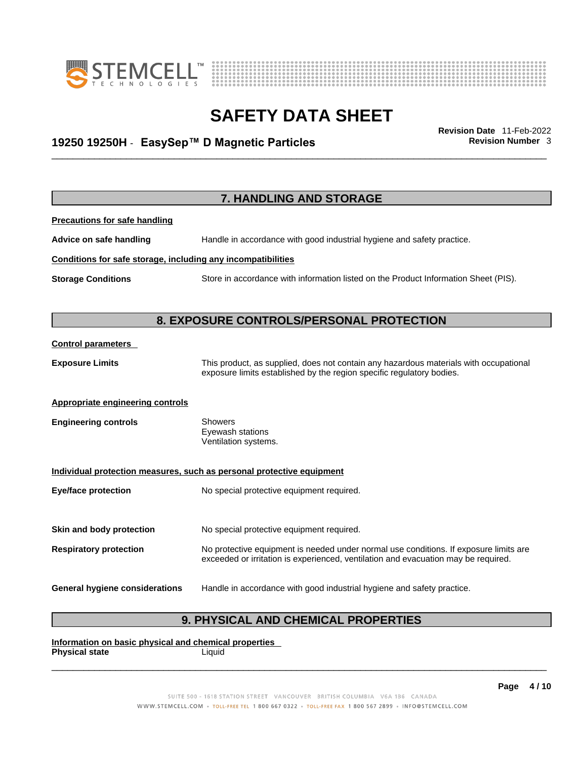## 7. HANDLING AND STORAGE

**Precautions for safe handling**

**Advice on safe handling** Handle in accordance with good industrial hygiene and safety practice.

**Conditions for safe storage, including any incompatibilities**

**Storage Conditions** Store in accordance with information listed on the Product Information Sheet (PIS).

## 8. EXPOSURE CONTROLS/PERSONAL PROTECTION

**Control parameters**

**Exposure Limits** This product, as supplied, does not contain any hazardous materials with occupational exposure limits established by the region specific regulatory bodies.

**Appropriate engineering controls**

**Engineering controls** Showers
Eyewash stations
Ventilation systems.

**Individual protection measures, such as personal protective equipment**

**Eye/face protection** No special protective equipment required.

**Skin and body protection** No special protective equipment required.

**Respiratory protection** No protective equipment is needed under normal use conditions. If exposure limits are exceeded or irritation is experienced, ventilation and evacuation may be required.

**General hygiene considerations** Handle in accordance with good industrial hygiene and safety practice.

## 9. PHYSICAL AND CHEMICAL PROPERTIES

**Information on basic physical and chemical properties**

**Physical state** Liquid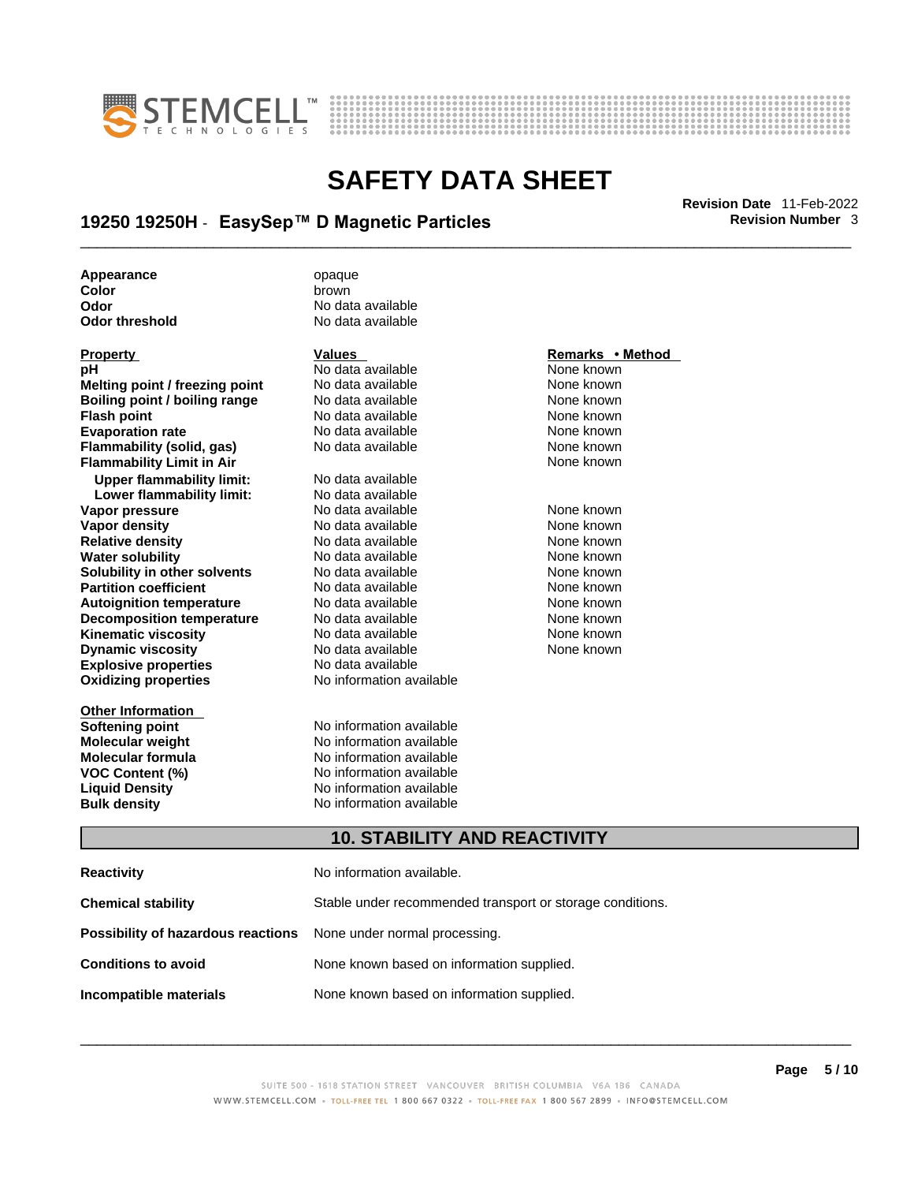| | | |
|---|---|---|
| **Appearance** | opaque | |
| **Color** | brown | |
| **Odor** | No data available | |
| **Odor threshold** | No data available | |

| **Property** | **Values** | **Remarks • Method** |
|---|---|---|
| **pH** | No data available | None known |
| **Melting point / freezing point** | No data available | None known |
| **Boiling point / boiling range** | No data available | None known |
| **Flash point** | No data available | None known |
| **Evaporation rate** | No data available | None known |
| **Flammability (solid, gas)** | No data available | None known |
| **Flammability Limit in Air** | | None known |
| **Upper flammability limit:** | No data available | |
| **Lower flammability limit:** | No data available | |
| **Vapor pressure** | No data available | None known |
| **Vapor density** | No data available | None known |
| **Relative density** | No data available | None known |
| **Water solubility** | No data available | None known |
| **Solubility in other solvents** | No data available | None known |
| **Partition coefficient** | No data available | None known |
| **Autoignition temperature** | No data available | None known |
| **Decomposition temperature** | No data available | None known |
| **Kinematic viscosity** | No data available | None known |
| **Dynamic viscosity** | No data available | None known |
| **Explosive properties** | No data available | |
| **Oxidizing properties** | No information available | |

| **Other Information** | |
|---|---|
| **Softening point** | No information available |
| **Molecular weight** | No information available |
| **Molecular formula** | No information available |
| **VOC Content (%)** | No information available |
| **Liquid Density** | No information available |
| **Bulk density** | No information available |

## 10. STABILITY AND REACTIVITY

| | |
|---|---|
| **Reactivity** | No information available. |
| **Chemical stability** | Stable under recommended transport or storage conditions. |
| **Possibility of hazardous reactions** | None under normal processing. |
| **Conditions to avoid** | None known based on information supplied. |
| **Incompatible materials** | None known based on information supplied. |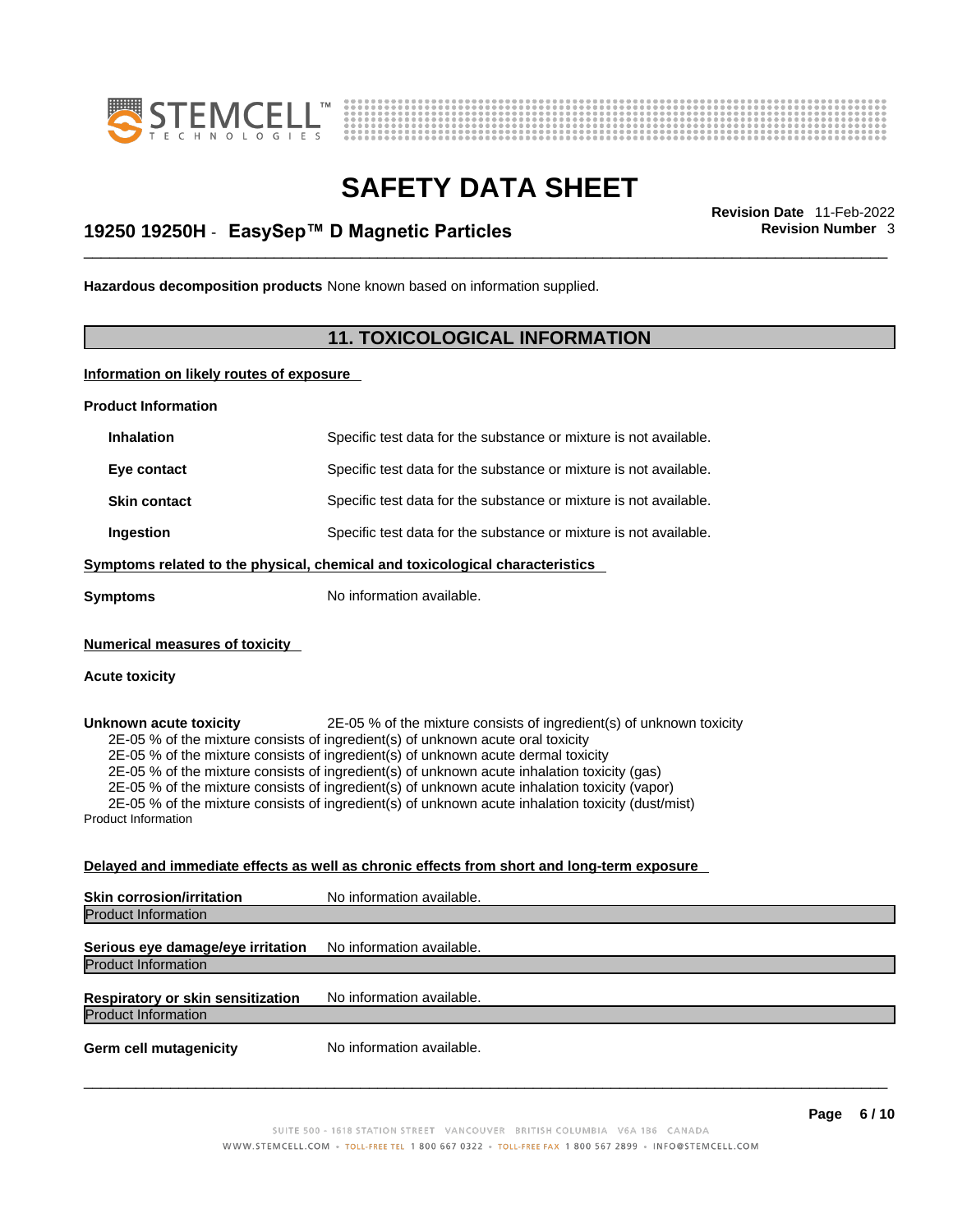**Hazardous decomposition products** None known based on information supplied.

## 11. TOXICOLOGICAL INFORMATION

**Information on likely routes of exposure**

**Product Information**

| | |
|---|---|
| **Inhalation** | Specific test data for the substance or mixture is not available. |
| **Eye contact** | Specific test data for the substance or mixture is not available. |
| **Skin contact** | Specific test data for the substance or mixture is not available. |
| **Ingestion** | Specific test data for the substance or mixture is not available. |

**Symptoms related to the physical, chemical and toxicological characteristics**

**Symptoms** No information available.

**Numerical measures of toxicity**

**Acute toxicity**

**Unknown acute toxicity** 2E-05 % of the mixture consists of ingredient(s) of unknown toxicity

2E-05 % of the mixture consists of ingredient(s) of unknown acute oral toxicity
2E-05 % of the mixture consists of ingredient(s) of unknown acute dermal toxicity
2E-05 % of the mixture consists of ingredient(s) of unknown acute inhalation toxicity (gas)
2E-05 % of the mixture consists of ingredient(s) of unknown acute inhalation toxicity (vapor)
2E-05 % of the mixture consists of ingredient(s) of unknown acute inhalation toxicity (dust/mist)

Product Information

**Delayed and immediate effects as well as chronic effects from short and long-term exposure**

**Skin corrosion/irritation** No information available.

Product Information

**Serious eye damage/eye irritation** No information available.

Product Information

**Respiratory or skin sensitization** No information available.

Product Information

**Germ cell mutagenicity** No information available.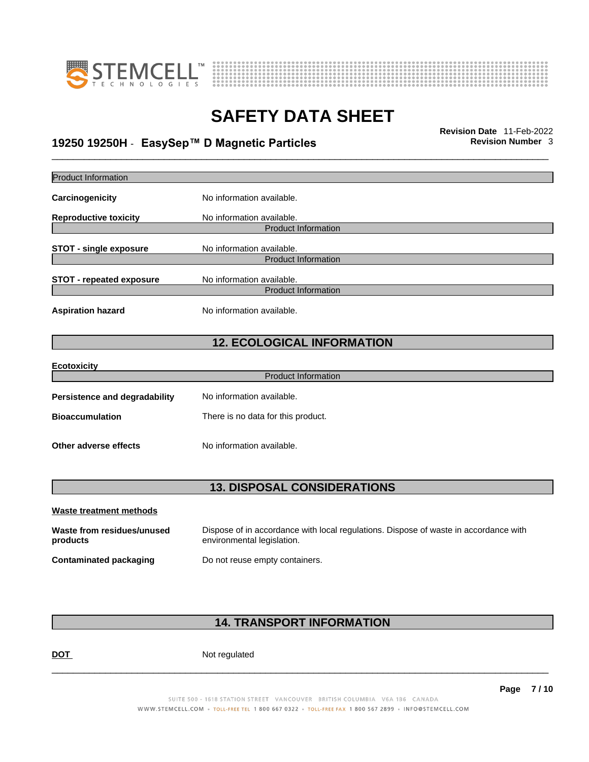Product Information

**Carcinogenicity** No information available.

**Reproductive toxicity** No information available.

Product Information

**STOT - single exposure** No information available.

Product Information

**STOT - repeated exposure** No information available.

Product Information

**Aspiration hazard** No information available.

## 12. ECOLOGICAL INFORMATION

**Ecotoxicity**

Product Information

**Persistence and degradability** No information available.

**Bioaccumulation** There is no data for this product.

**Other adverse effects** No information available.

## 13. DISPOSAL CONSIDERATIONS

**Waste treatment methods**

**Waste from residues/unused products** Dispose of in accordance with local regulations. Dispose of waste in accordance with environmental legislation.

**Contaminated packaging** Do not reuse empty containers.

## 14. TRANSPORT INFORMATION

**DOT** Not regulated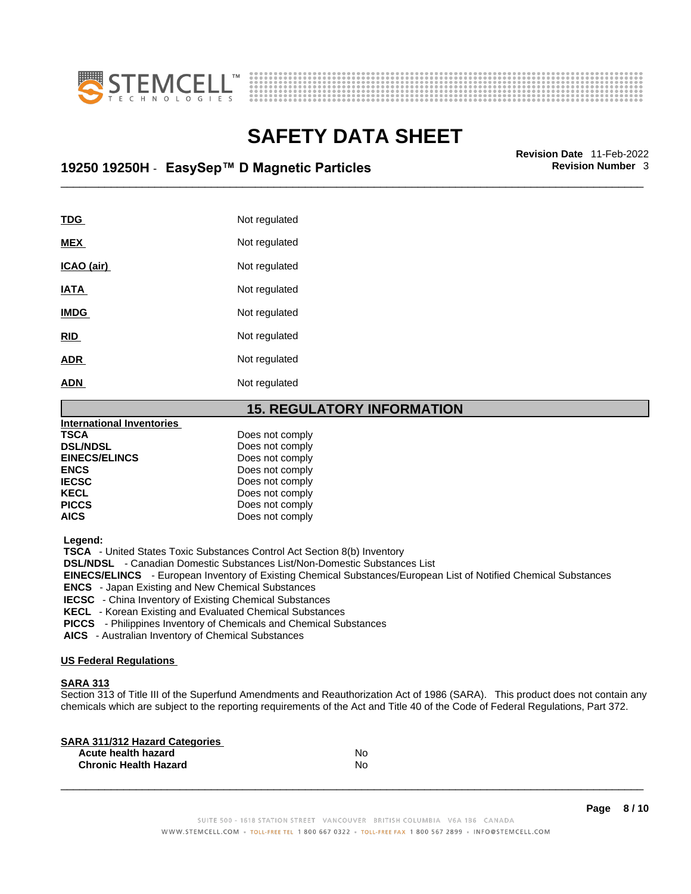| | |
|---|---|
| **TDG** | Not regulated |
| **MEX** | Not regulated |
| **ICAO (air)** | Not regulated |
| **IATA** | Not regulated |
| **IMDG** | Not regulated |
| **RID** | Not regulated |
| **ADR** | Not regulated |
| **ADN** | Not regulated |

## 15. REGULATORY INFORMATION

**International Inventories**

| | |
|---|---|
| **TSCA** | Does not comply |
| **DSL/NDSL** | Does not comply |
| **EINECS/ELINCS** | Does not comply |
| **ENCS** | Does not comply |
| **IECSC** | Does not comply |
| **KECL** | Does not comply |
| **PICCS** | Does not comply |
| **AICS** | Does not comply |

**Legend:**

**TSCA** - United States Toxic Substances Control Act Section 8(b) Inventory
**DSL/NDSL** - Canadian Domestic Substances List/Non-Domestic Substances List
**EINECS/ELINCS** - European Inventory of Existing Chemical Substances/European List of Notified Chemical Substances
**ENCS** - Japan Existing and New Chemical Substances
**IECSC** - China Inventory of Existing Chemical Substances
**KECL** - Korean Existing and Evaluated Chemical Substances
**PICCS** - Philippines Inventory of Chemicals and Chemical Substances
**AICS** - Australian Inventory of Chemical Substances

**US Federal Regulations**

**SARA 313**

Section 313 of Title III of the Superfund Amendments and Reauthorization Act of 1986 (SARA). This product does not contain any chemicals which are subject to the reporting requirements of the Act and Title 40 of the Code of Federal Regulations, Part 372.

**SARA 311/312 Hazard Categories**

| | |
|---|---|
| **Acute health hazard** | No |
| **Chronic Health Hazard** | No |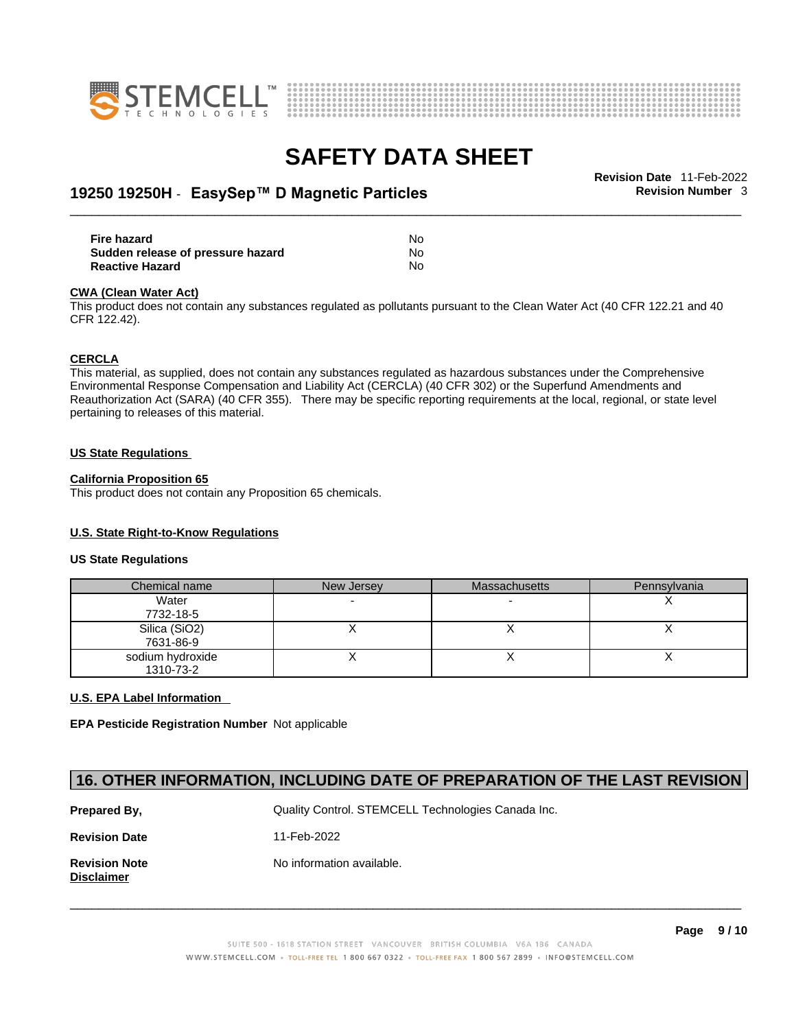| | |
|---|---|
| **Fire hazard** | No |
| **Sudden release of pressure hazard** | No |
| **Reactive Hazard** | No |

**CWA (Clean Water Act)**

This product does not contain any substances regulated as pollutants pursuant to the Clean Water Act (40 CFR 122.21 and 40 CFR 122.42).

**CERCLA**

This material, as supplied, does not contain any substances regulated as hazardous substances under the Comprehensive Environmental Response Compensation and Liability Act (CERCLA) (40 CFR 302) or the Superfund Amendments and Reauthorization Act (SARA) (40 CFR 355). There may be specific reporting requirements at the local, regional, or state level pertaining to releases of this material.

**US State Regulations**

**California Proposition 65**

This product does not contain any Proposition 65 chemicals.

**U.S. State Right-to-Know Regulations**

**US State Regulations**

| Chemical name | New Jersey | Massachusetts | Pennsylvania |
|---|---|---|---|
| Water<br>7732-18-5 | - | - | X |
| Silica ($SiO_2$)<br>7631-86-9 | X | X | X |
| sodium hydroxide<br>1310-73-2 | X | X | X |

**U.S. EPA Label Information**

**EPA Pesticide Registration Number** Not applicable

## 16. OTHER INFORMATION, INCLUDING DATE OF PREPARATION OF THE LAST REVISION

| | |
|---|---|
| **Prepared By,** | Quality Control. STEMCELL Technologies Canada Inc. |
| **Revision Date** | 11-Feb-2022 |
| **Revision Note** | No information available. |

**Disclaimer**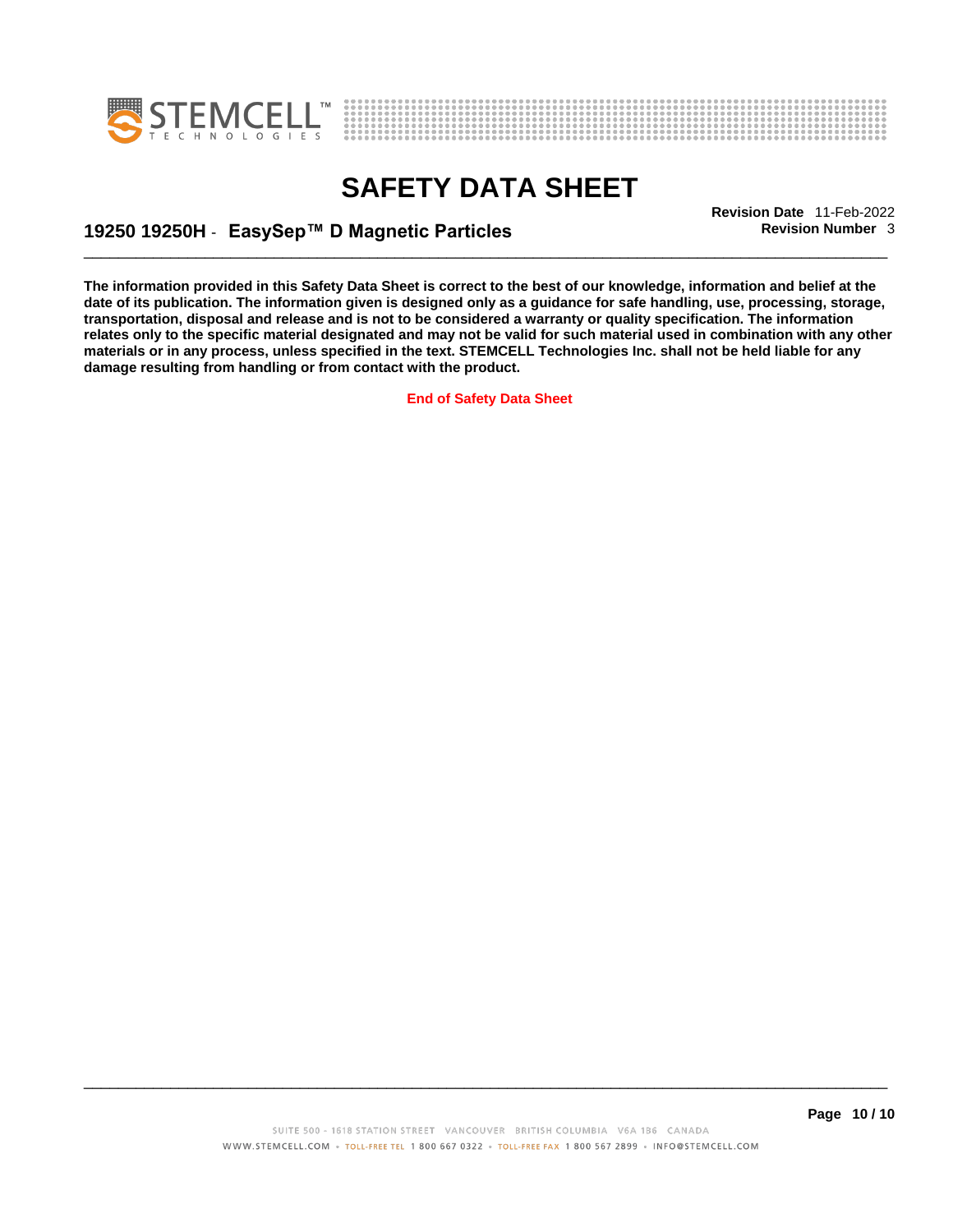**The information provided in this Safety Data Sheet is correct to the best of our knowledge, information and belief at the date of its publication. The information given is designed only as a guidance for safe handling, use, processing, storage, transportation, disposal and release and is not to be considered a warranty or quality specification. The information relates only to the specific material designated and may not be valid for such material used in combination with any other materials or in any process, unless specified in the text. STEMCELL Technologies Inc. shall not be held liable for any damage resulting from handling or from contact with the product.**

**End of Safety Data Sheet**